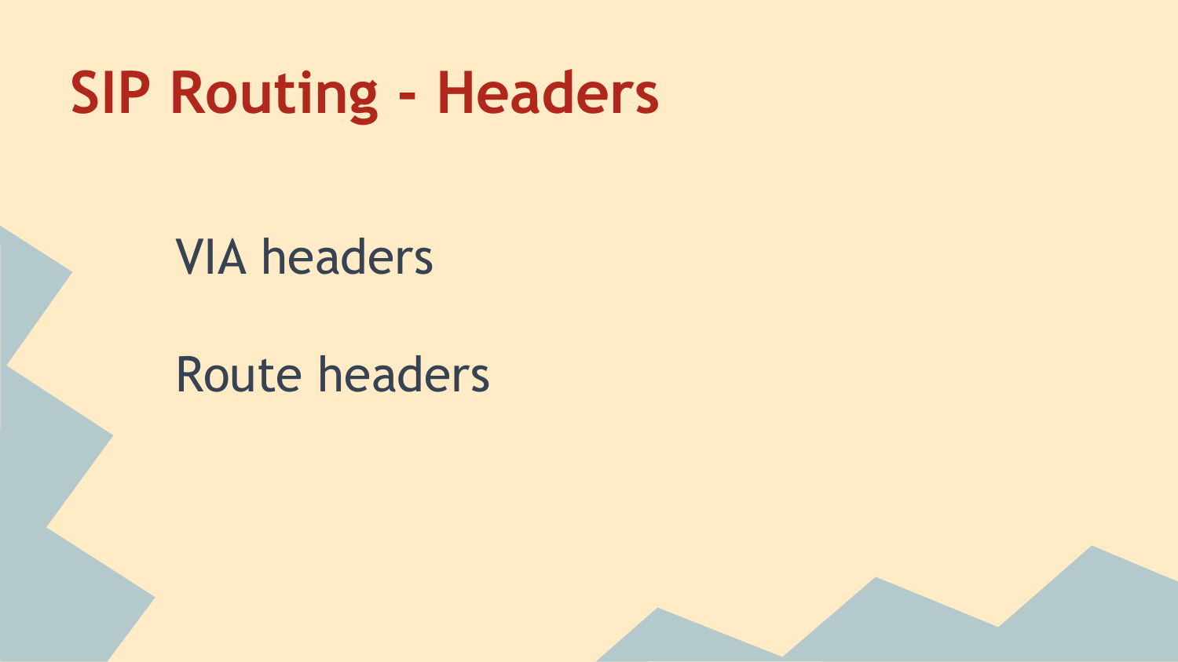# SIP Routing - Headers

VIA headers

Route headers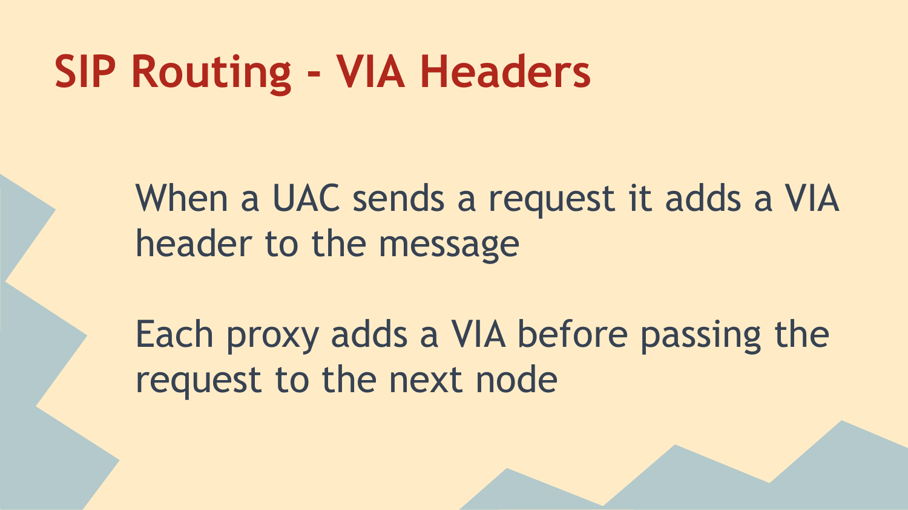# SIP Routing - VIA Headers

When a UAC sends a request it adds a VIA header to the message

Each proxy adds a VIA before passing the request to the next node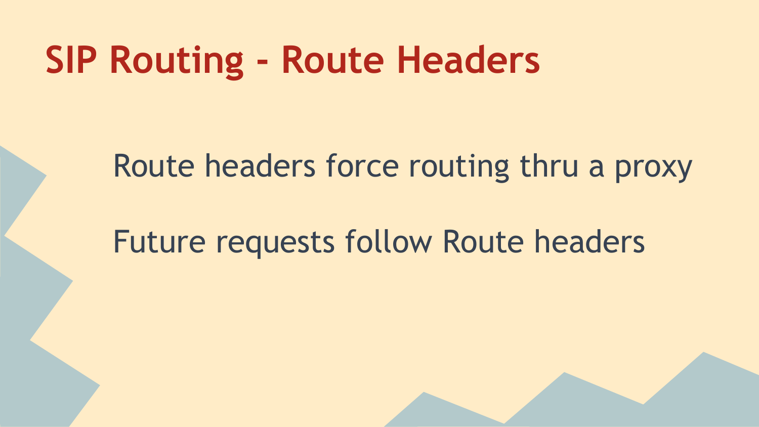# SIP Routing - Route Headers

Route headers force routing thru a proxy

Future requests follow Route headers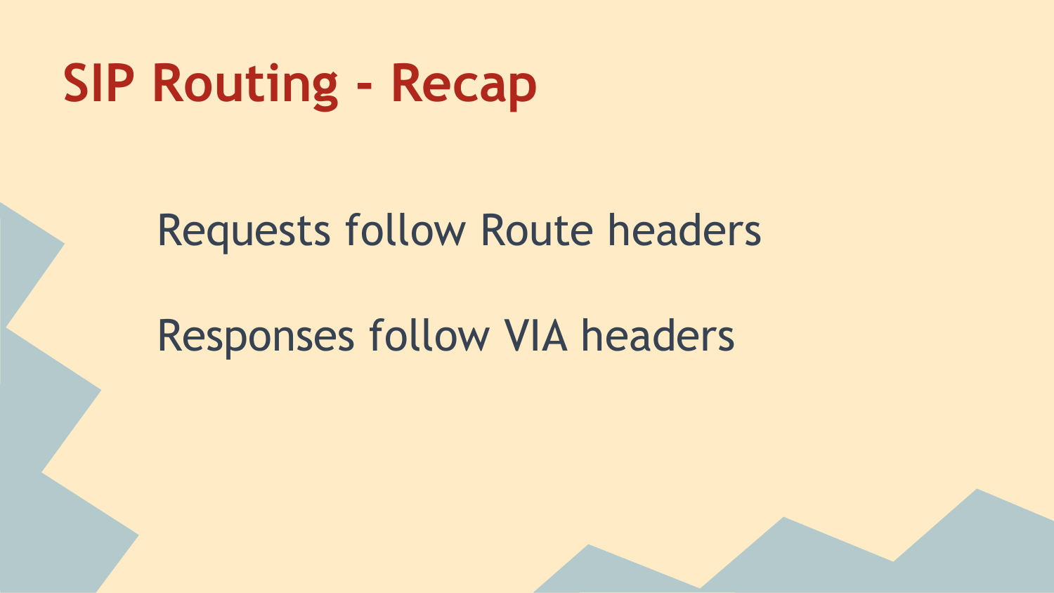# SIP Routing - Recap

Requests follow Route headers

Responses follow VIA headers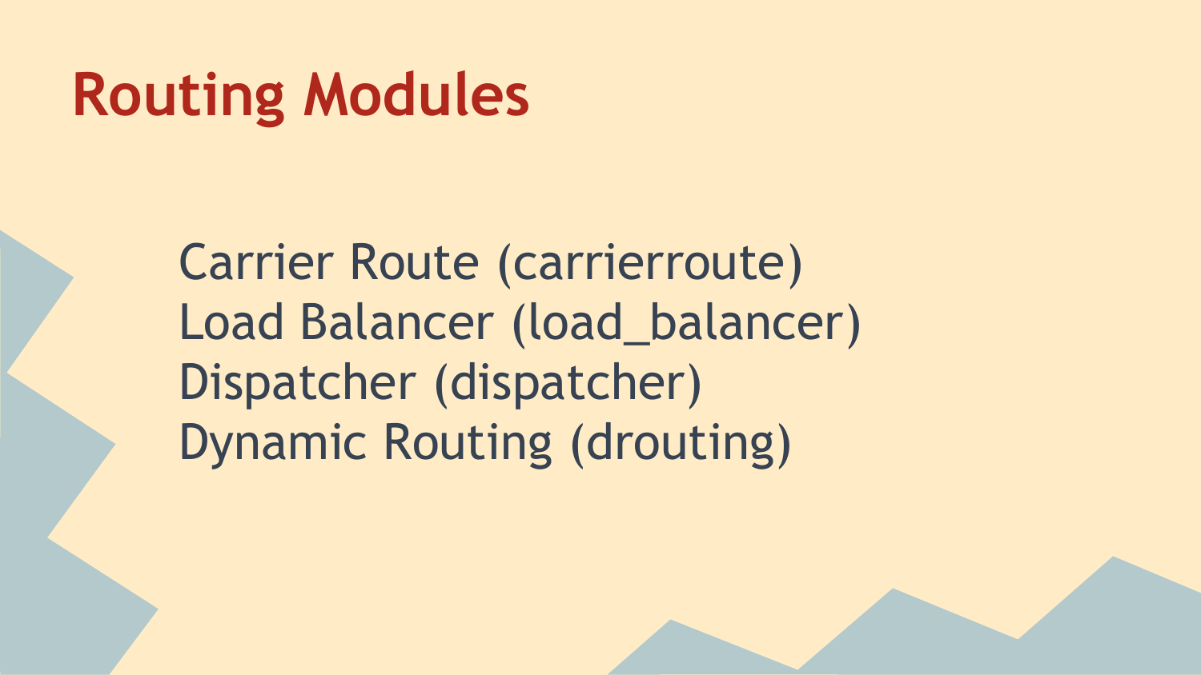# Routing Modules

Carrier Route (carrierroute)
Load Balancer (load_balancer)
Dispatcher (dispatcher)
Dynamic Routing (drouting)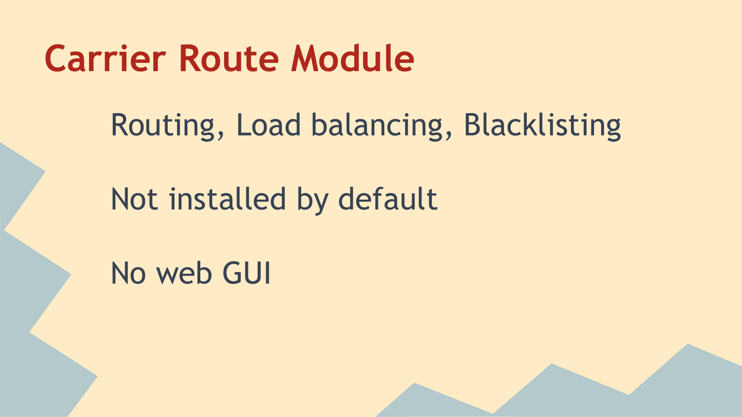# Carrier Route Module

Routing, Load balancing, Blacklisting

Not installed by default

No web GUI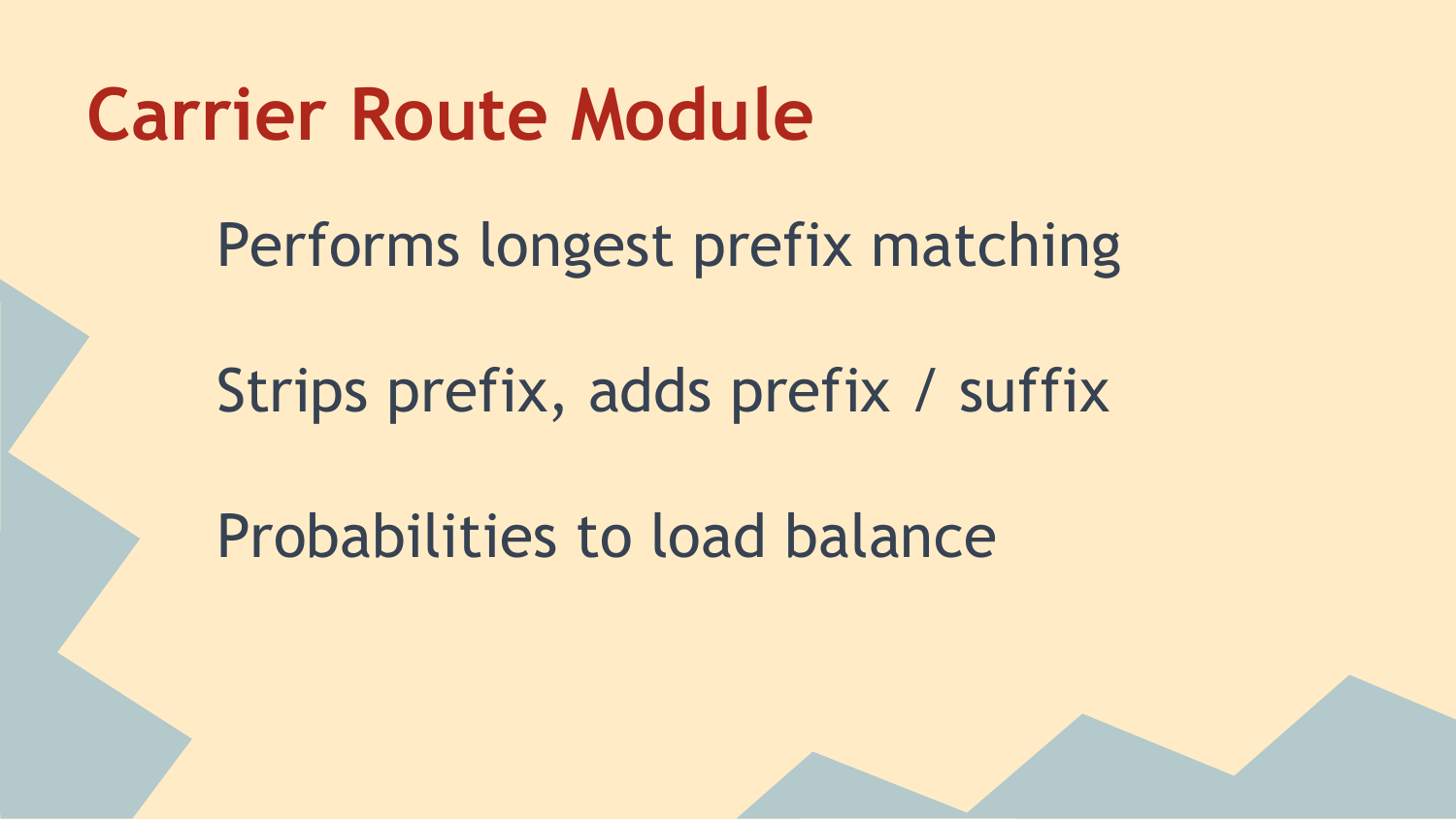# Carrier Route Module

Performs longest prefix matching

Strips prefix, adds prefix / suffix

Probabilities to load balance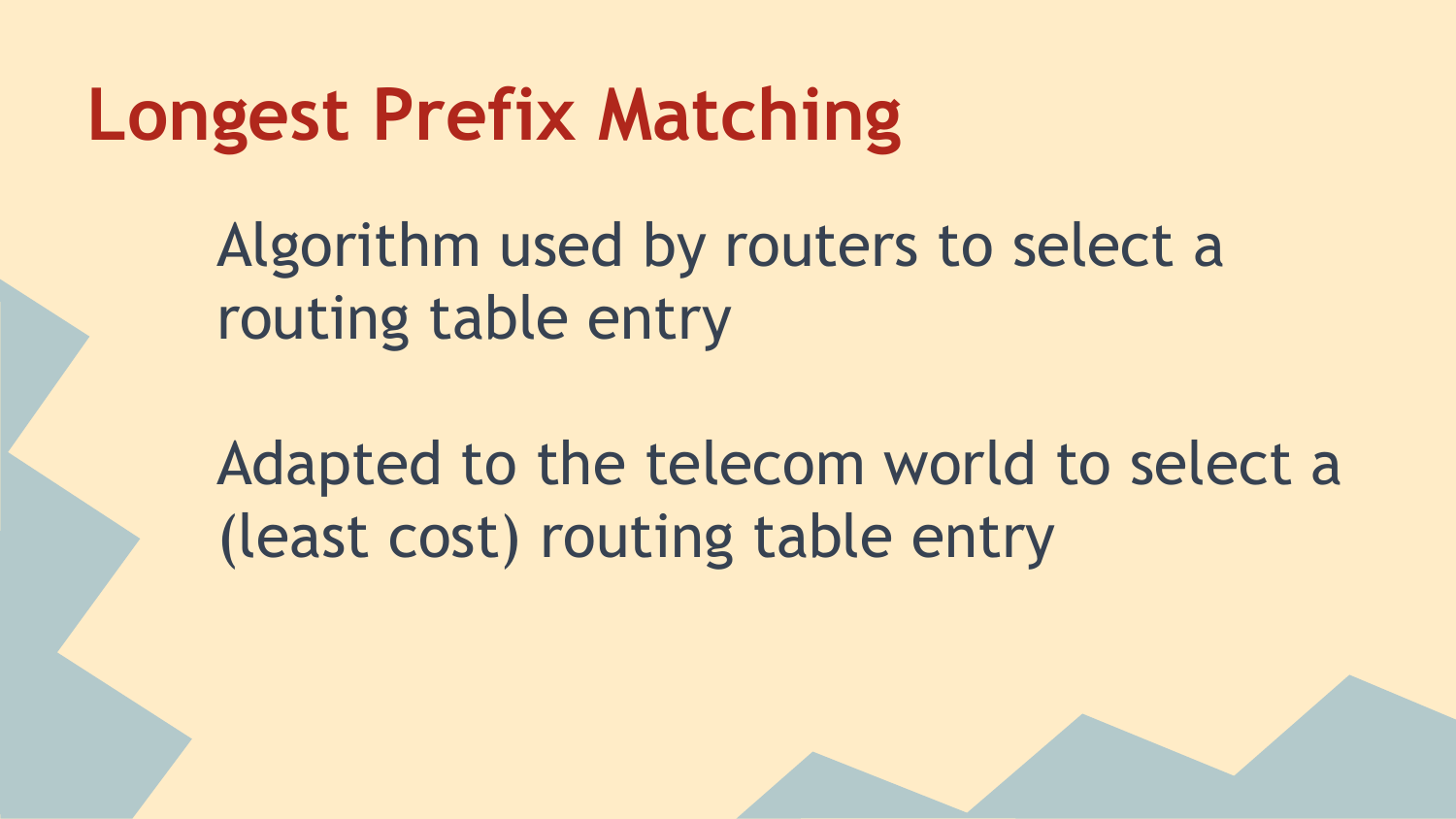# Longest Prefix Matching

Algorithm used by routers to select a routing table entry

Adapted to the telecom world to select a (least cost) routing table entry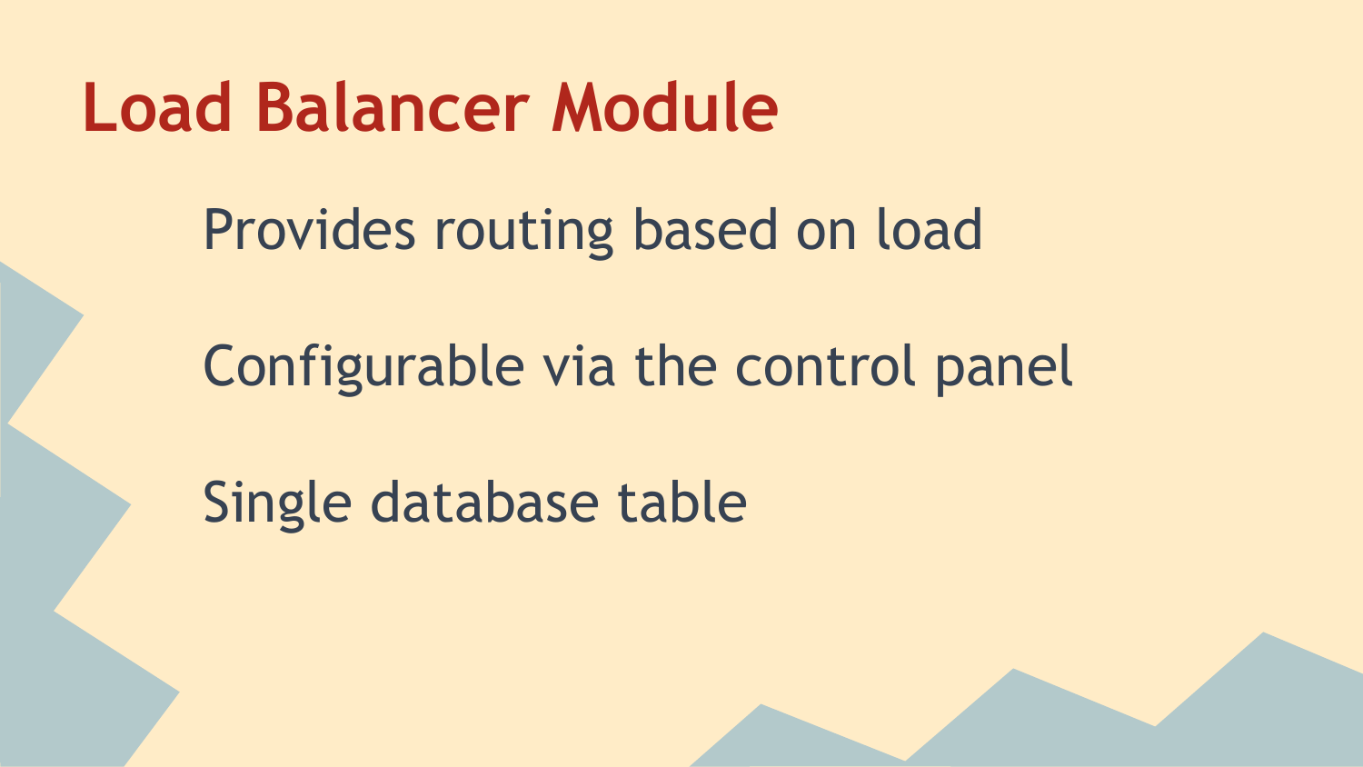# Load Balancer Module

Provides routing based on load

Configurable via the control panel

Single database table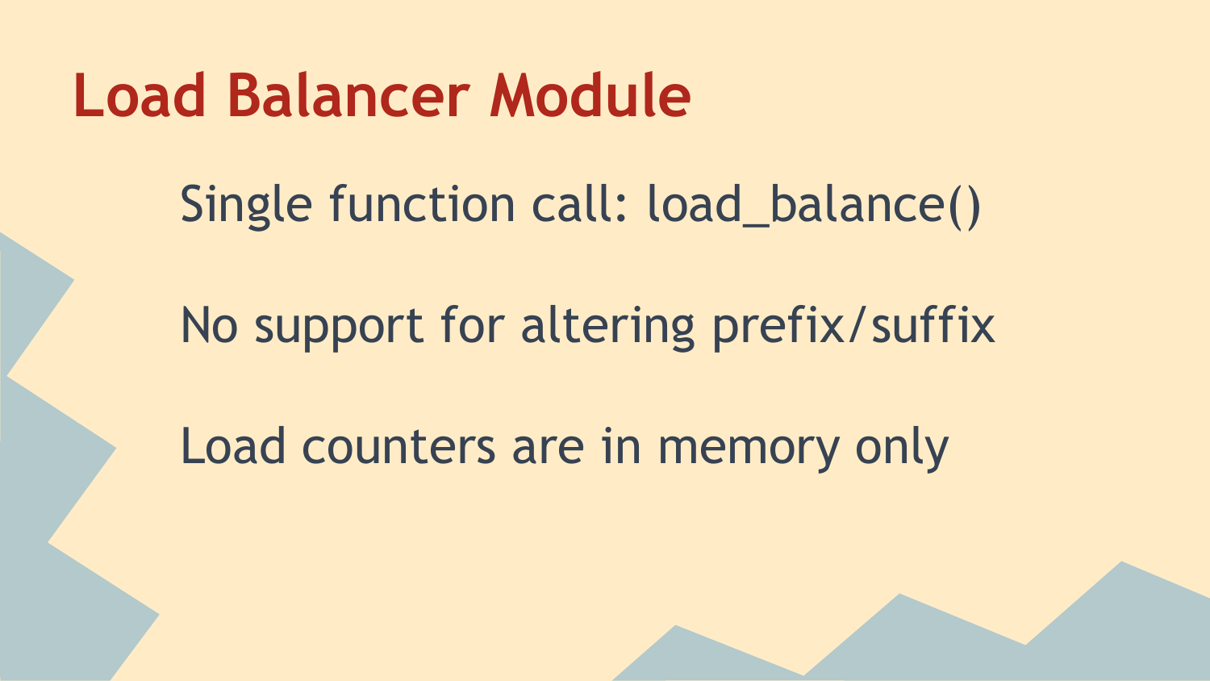# Load Balancer Module

Single function call: load_balance()

No support for altering prefix/suffix

Load counters are in memory only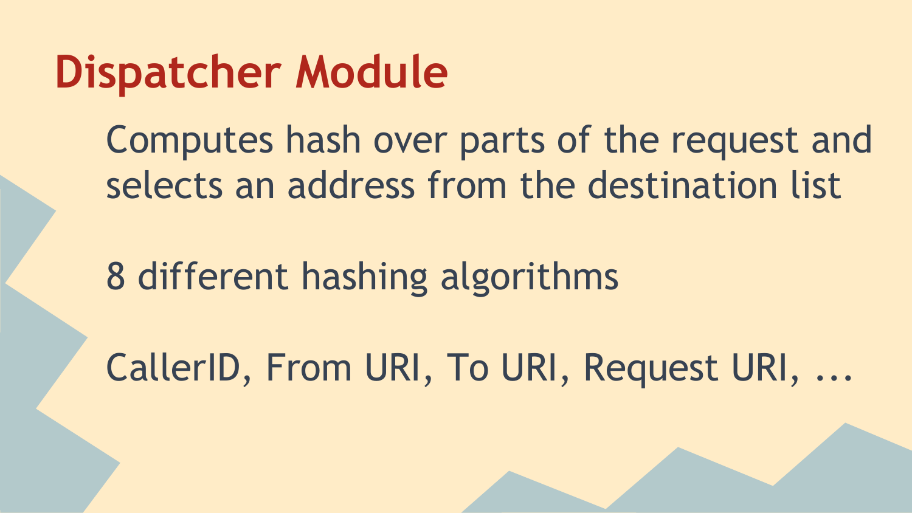# Dispatcher Module

Computes hash over parts of the request and selects an address from the destination list

8 different hashing algorithms

CallerID, From URI, To URI, Request URI, ...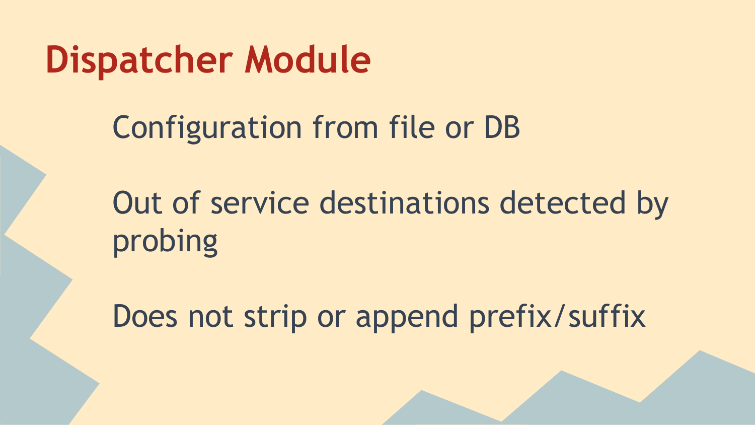# Dispatcher Module

Configuration from file or DB

Out of service destinations detected by probing

Does not strip or append prefix/suffix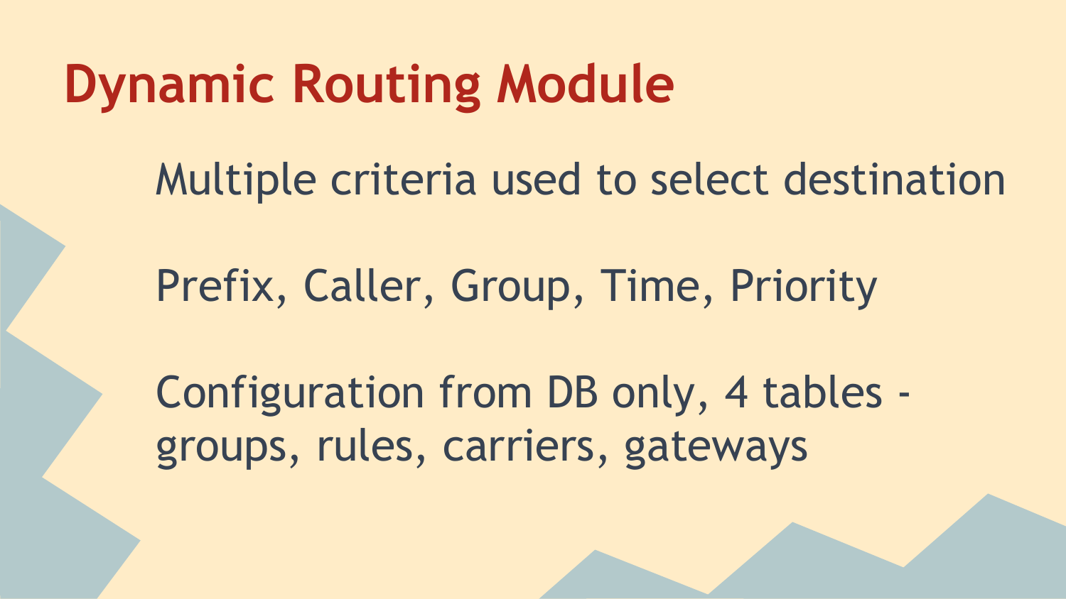# Dynamic Routing Module

Multiple criteria used to select destination

Prefix, Caller, Group, Time, Priority

Configuration from DB only, 4 tables - groups, rules, carriers, gateways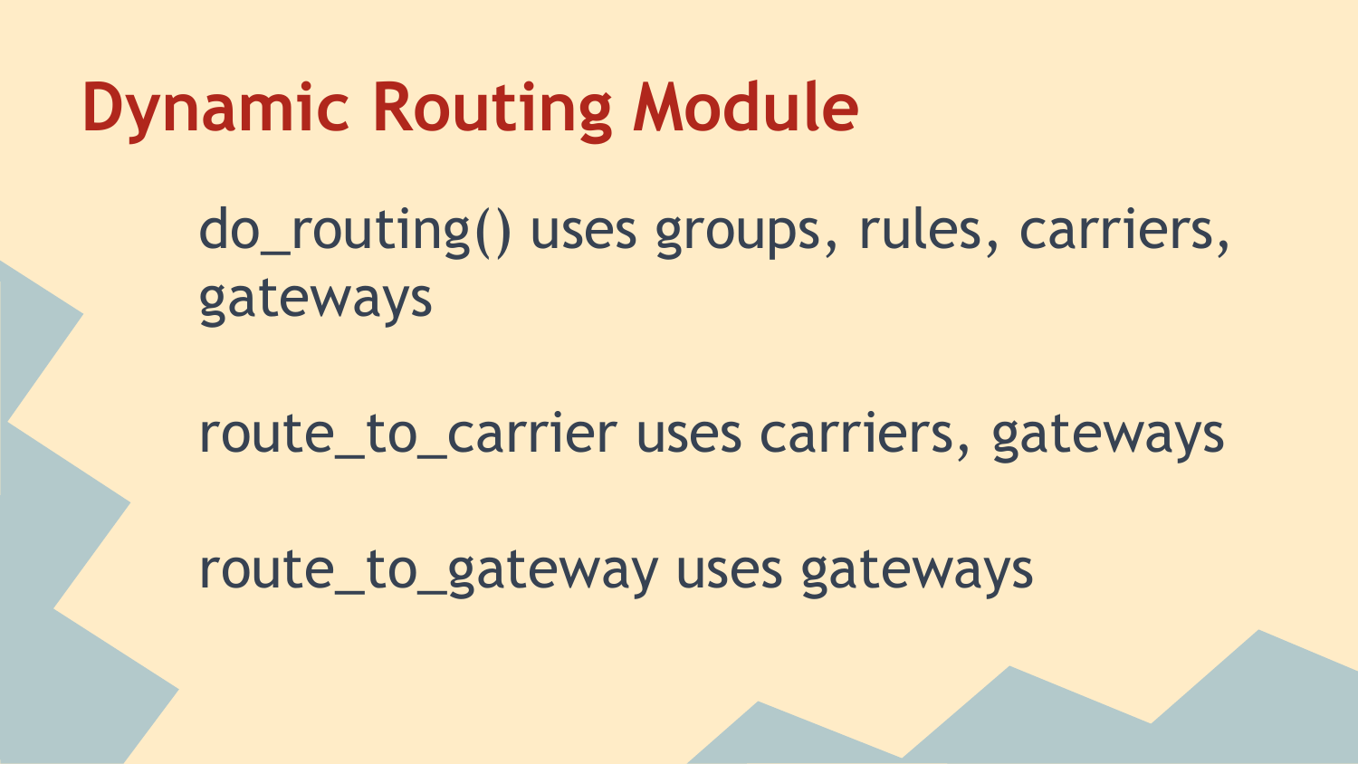# Dynamic Routing Module

do_routing() uses groups, rules, carriers, gateways

route_to_carrier uses carriers, gateways

route_to_gateway uses gateways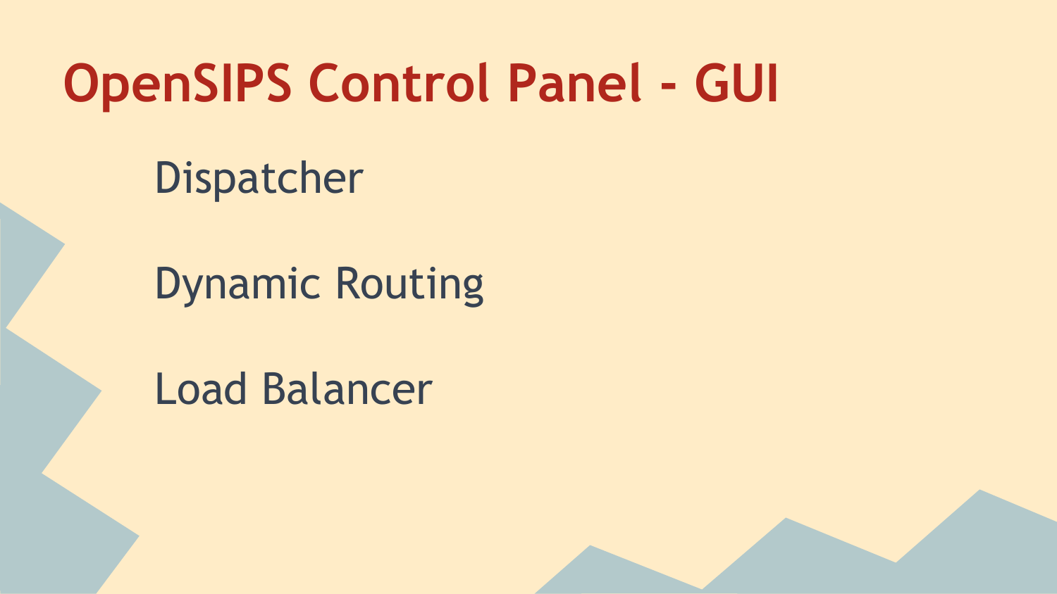# OpenSIPS Control Panel - GUI

- Dispatcher
- Dynamic Routing
- Load Balancer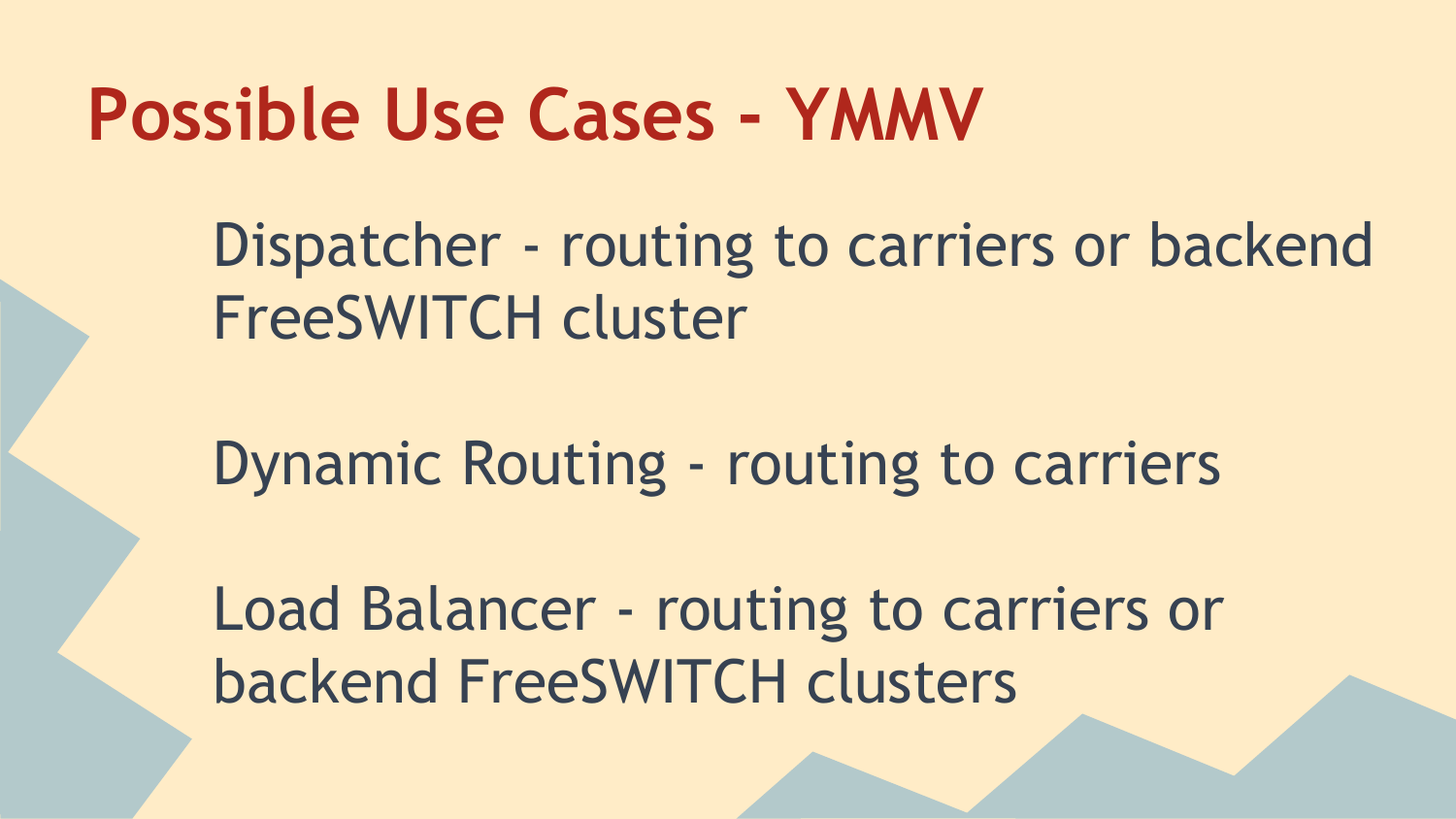# Possible Use Cases - YMMV

Dispatcher - routing to carriers or backend FreeSWITCH cluster

Dynamic Routing - routing to carriers

Load Balancer - routing to carriers or backend FreeSWITCH clusters